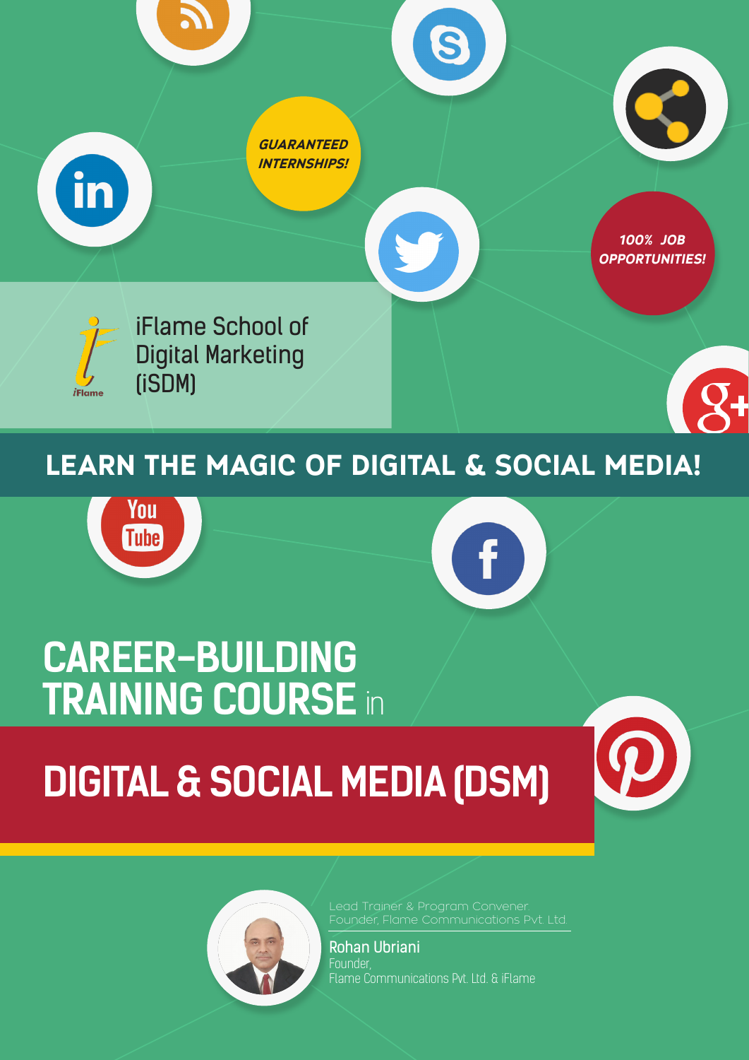GUARANTEED INTERNSHIPS!

100% JOB OPPORTUNITIES!

iFlame School of Digital Marketing (iSDM)

## LEARN THE MAGIC OF DIGITAL & SOCIAL MEDIA!

# CAREER-BUILDING TRAINING COURSE in

# DIGITAL & SOCIAL MEDIA (DSM)

Lead Trainer & Program Convener
Founder, Flame Communications Pvt. Ltd.

**Rohan Ubriani**
Founder,
Flame Communications Pvt. Ltd. & iFlame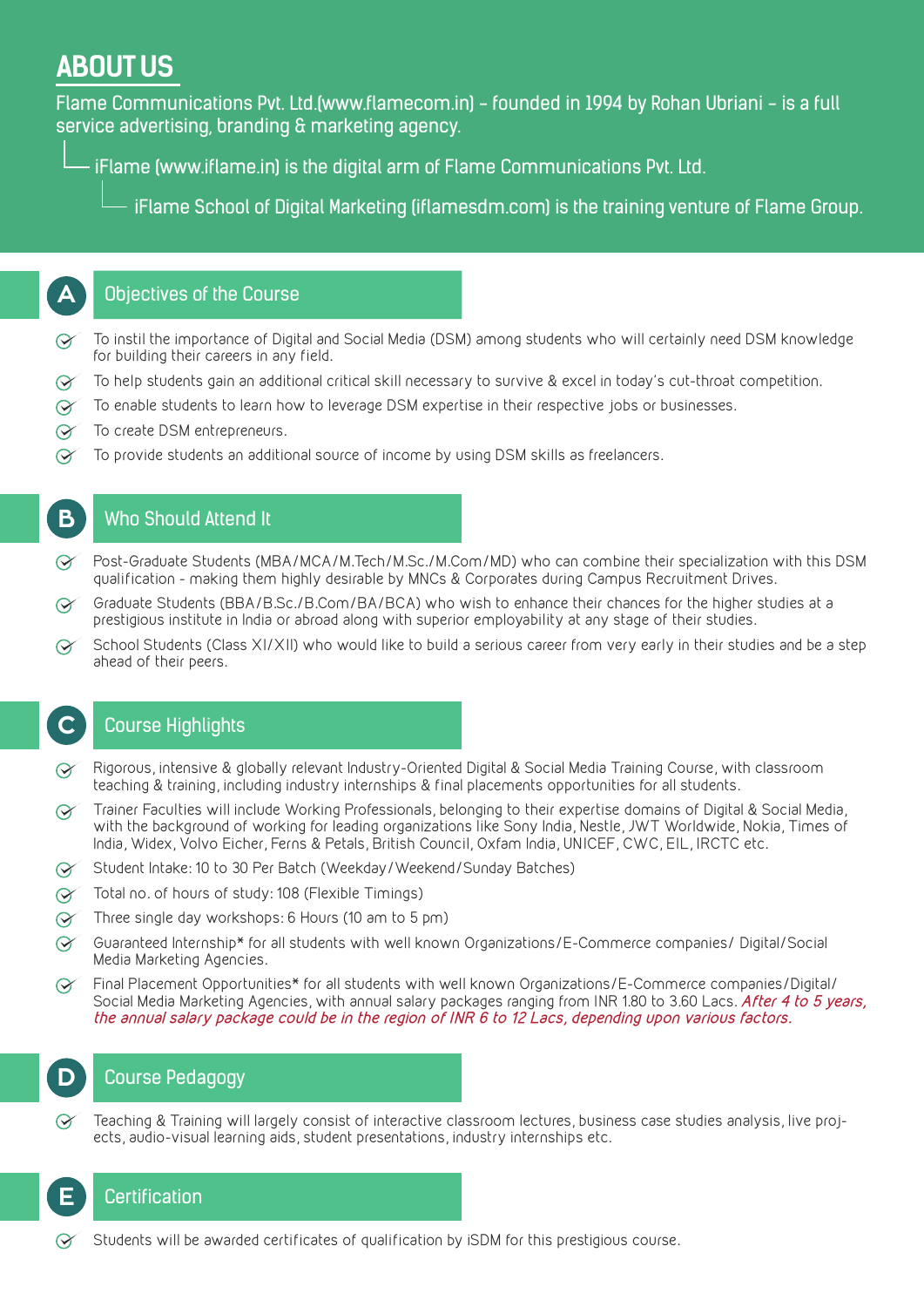# ABOUT US

Flame Communications Pvt. Ltd.(www.flamecom.in) – founded in 1994 by Rohan Ubriani – is a full service advertising, branding & marketing agency.

- iFlame (www.iflame.in) is the digital arm of Flame Communications Pvt. Ltd.
  - iFlame School of Digital Marketing (iflamesdm.com) is the training venture of Flame Group.

## A Objectives of the Course

- To instil the importance of Digital and Social Media (DSM) among students who will certainly need DSM knowledge for building their careers in any field.
- To help students gain an additional critical skill necessary to survive & excel in today's cut-throat competition.
- To enable students to learn how to leverage DSM expertise in their respective jobs or businesses.
- To create DSM entrepreneurs.
- To provide students an additional source of income by using DSM skills as freelancers.

## B Who Should Attend It

- Post-Graduate Students (MBA/MCA/M.Tech/M.Sc./M.Com/MD) who can combine their specialization with this DSM qualification - making them highly desirable by MNCs & Corporates during Campus Recruitment Drives.
- Graduate Students (BBA/B.Sc./B.Com/BA/BCA) who wish to enhance their chances for the higher studies at a prestigious institute in India or abroad along with superior employability at any stage of their studies.
- School Students (Class XI/XII) who would like to build a serious career from very early in their studies and be a step ahead of their peers.

## C Course Highlights

- Rigorous, intensive & globally relevant Industry-Oriented Digital & Social Media Training Course, with classroom teaching & training, including industry internships & final placements opportunities for all students.
- Trainer Faculties will include Working Professionals, belonging to their expertise domains of Digital & Social Media, with the background of working for leading organizations like Sony India, Nestle, JWT Worldwide, Nokia, Times of India, Widex, Volvo Eicher, Ferns & Petals, British Council, Oxfam India, UNICEF, CWC, EIL, IRCTC etc.
- Student Intake: 10 to 30 Per Batch (Weekday/Weekend/Sunday Batches)
- Total no. of hours of study: 108 (Flexible Timings)
- Three single day workshops: 6 Hours (10 am to 5 pm)
- Guaranteed Internship* for all students with well known Organizations/E-Commerce companies/ Digital/Social Media Marketing Agencies.
- Final Placement Opportunities* for all students with well known Organizations/E-Commerce companies/Digital/Social Media Marketing Agencies, with annual salary packages ranging from INR 1.80 to 3.60 Lacs. *After 4 to 5 years, the annual salary package could be in the region of INR 6 to 12 Lacs, depending upon various factors.*

## D Course Pedagogy

- Teaching & Training will largely consist of interactive classroom lectures, business case studies analysis, live projects, audio-visual learning aids, student presentations, industry internships etc.

## E Certification

- Students will be awarded certificates of qualification by iSDM for this prestigious course.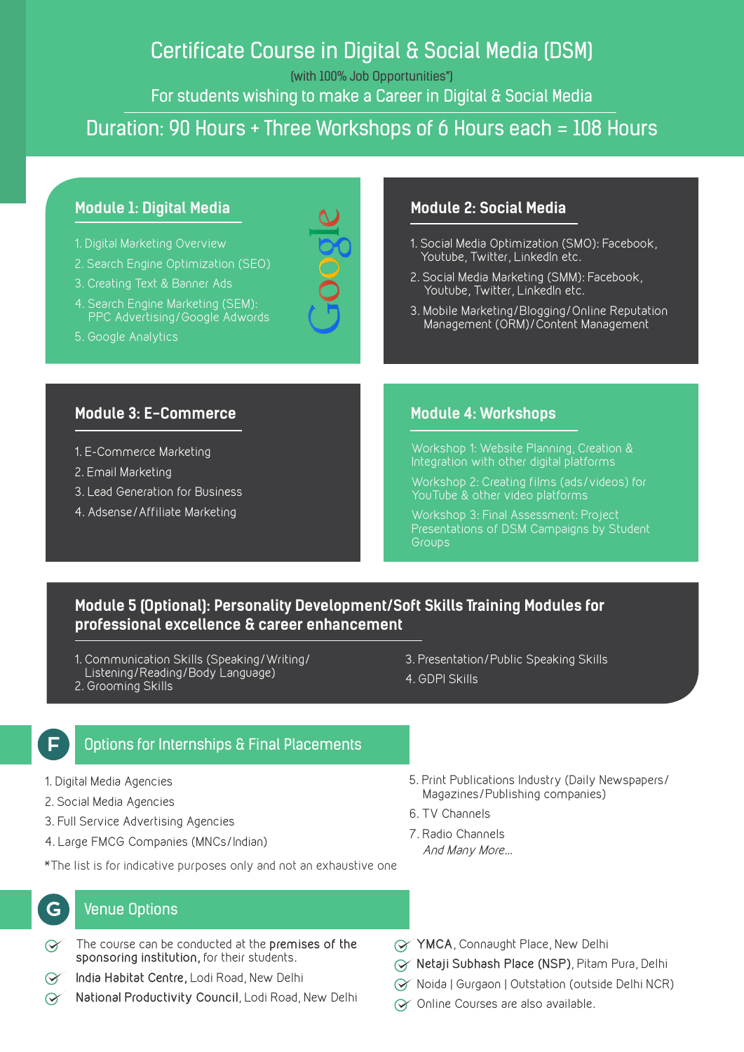# Certificate Course in Digital & Social Media (DSM)

(with 100% Job Opportunities*)

For students wishing to make a Career in Digital & Social Media

## Duration: 90 Hours + Three Workshops of 6 Hours each = 108 Hours

### Module 1: Digital Media

1. Digital Marketing Overview
2. Search Engine Optimization (SEO)
3. Creating Text & Banner Ads
4. Search Engine Marketing (SEM): PPC Advertising/Google Adwords
5. Google Analytics

### Module 2: Social Media

1. Social Media Optimization (SMO): Facebook, Youtube, Twitter, LinkedIn etc.
2. Social Media Marketing (SMM): Facebook, Youtube, Twitter, LinkedIn etc.
3. Mobile Marketing/Blogging/Online Reputation Management (ORM)/Content Management

### Module 3: E-Commerce

1. E-Commerce Marketing
2. Email Marketing
3. Lead Generation for Business
4. Adsense/Affiliate Marketing

### Module 4: Workshops

Workshop 1: Website Planning, Creation & Integration with other digital platforms

Workshop 2: Creating films (ads/videos) for YouTube & other video platforms

Workshop 3: Final Assessment: Project Presentations of DSM Campaigns by Student Groups

### Module 5 (Optional): Personality Development/Soft Skills Training Modules for professional excellence & career enhancement

1. Communication Skills (Speaking/Writing/Listening/Reading/Body Language)
2. Grooming Skills
3. Presentation/Public Speaking Skills
4. GDPI Skills

## F Options for Internships & Final Placements

1. Digital Media Agencies
2. Social Media Agencies
3. Full Service Advertising Agencies
4. Large FMCG Companies (MNCs/Indian)
5. Print Publications Industry (Daily Newspapers/Magazines/Publishing companies)
6. TV Channels
7. Radio Channels

*And Many More...*

*The list is for indicative purposes only and not an exhaustive one

## G Venue Options

- The course can be conducted at the **premises of the sponsoring institution,** for their students.
- **India Habitat Centre,** Lodi Road, New Delhi
- **National Productivity Council,** Lodi Road, New Delhi
- **YMCA,** Connaught Place, New Delhi
- **Netaji Subhash Place (NSP),** Pitam Pura, Delhi
- Noida | Gurgaon | Outstation (outside Delhi NCR)
- Online Courses are also available.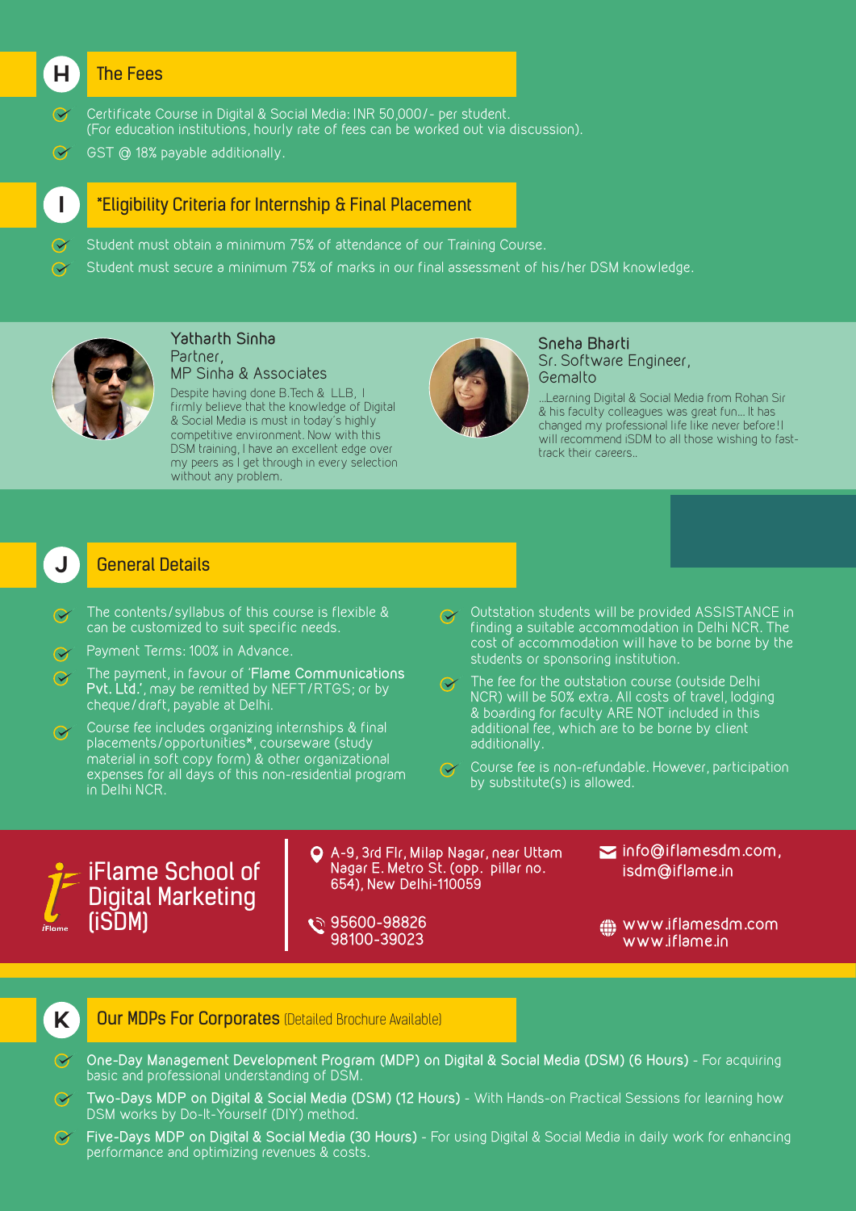## H The Fees

- Certificate Course in Digital & Social Media: INR 50,000/- per student. (For education institutions, hourly rate of fees can be worked out via discussion).
- GST @ 18% payable additionally.

## I *Eligibility Criteria for Internship & Final Placement

- Student must obtain a minimum 75% of attendance of our Training Course.
- Student must secure a minimum 75% of marks in our final assessment of his/her DSM knowledge.

**Yatharth Sinha**
Partner,
MP Sinha & Associates

Despite having done B.Tech & LLB, I firmly believe that the knowledge of Digital & Social Media is must in today's highly competitive environment. Now with this DSM training, I have an excellent edge over my peers as I get through in every selection without any problem.

**Sneha Bharti**
Sr. Software Engineer,
Gemalto

...Learning Digital & Social Media from Rohan Sir & his faculty colleagues was great fun... It has changed my professional life like never before!I will recommend iSDM to all those wishing to fast-track their careers..

## J General Details

- The contents/syllabus of this course is flexible & can be customized to suit specific needs.
- Payment Terms: 100% in Advance.
- The payment, in favour of '**Flame Communications Pvt. Ltd.**', may be remitted by NEFT/RTGS; or by cheque/draft, payable at Delhi.
- Course fee includes organizing internships & final placements/opportunities*, courseware (study material in soft copy form) & other organizational expenses for all days of this non-residential program in Delhi NCR.
- Outstation students will be provided ASSISTANCE in finding a suitable accommodation in Delhi NCR. The cost of accommodation will have to be borne by the students or sponsoring institution.
- The fee for the outstation course (outside Delhi NCR) will be 50% extra. All costs of travel, lodging & boarding for faculty ARE NOT included in this additional fee, which are to be borne by client additionally.
- Course fee is non-refundable. However, participation by substitute(s) is allowed.

**iFlame School of Digital Marketing (iSDM)**

A-9, 3rd Flr, Milap Nagar, near Uttam Nagar E. Metro St. (opp. pillar no. 654), New Delhi-110059

95600-98826
98100-39023

info@iflamesdm.com,
isdm@iflame.in

www.iflamesdm.com
www.iflame.in

## K Our MDPs For Corporates (Detailed Brochure Available)

- **One-Day Management Development Program (MDP) on Digital & Social Media (DSM) (6 Hours)** - For acquiring basic and professional understanding of DSM.
- **Two-Days MDP on Digital & Social Media (DSM) (12 Hours)** - With Hands-on Practical Sessions for learning how DSM works by Do-It-Yourself (DIY) method.
- **Five-Days MDP on Digital & Social Media (30 Hours)** - For using Digital & Social Media in daily work for enhancing performance and optimizing revenues & costs.